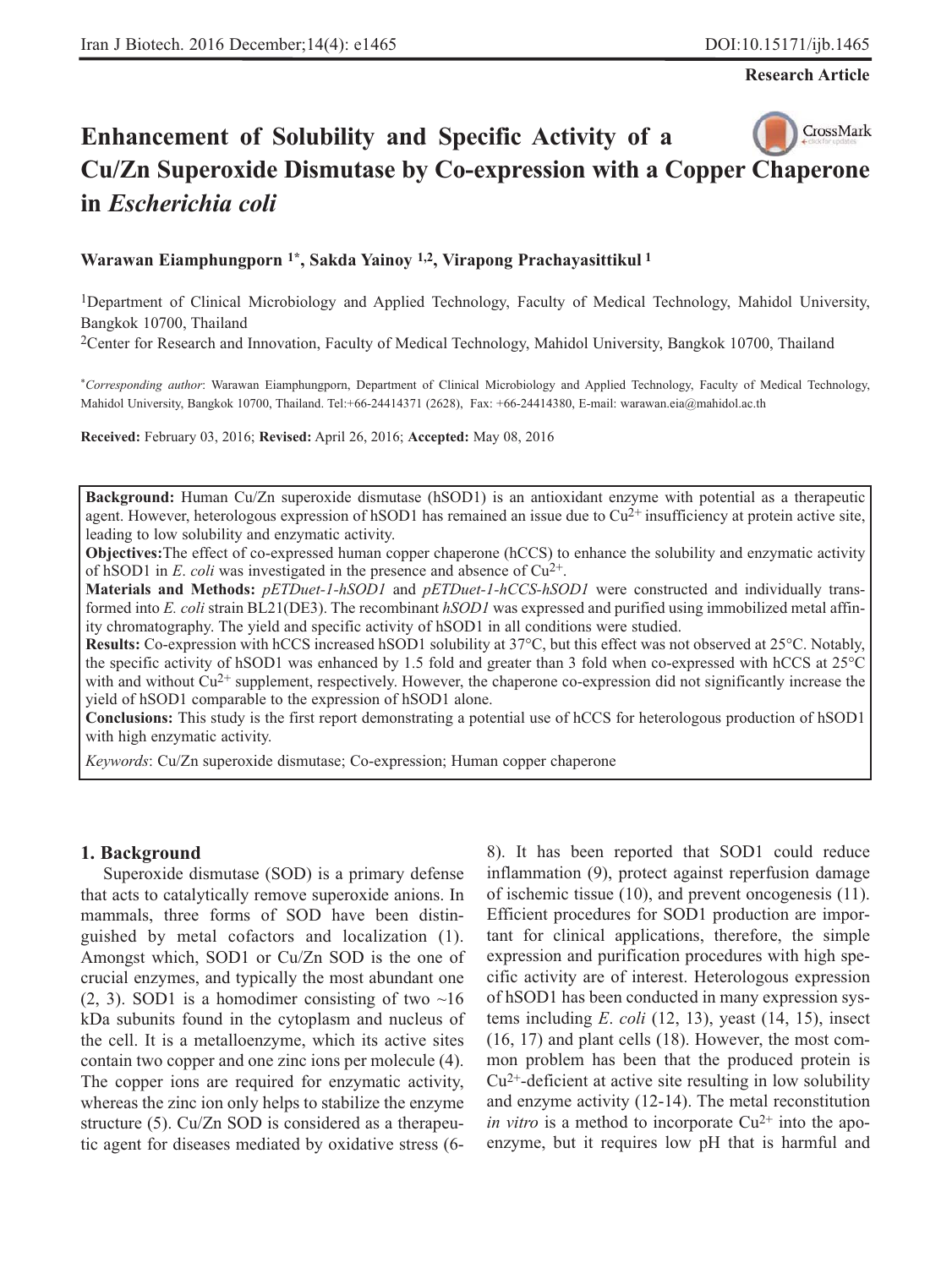Research Article

# Enhancement of Solubility and Specific Activity of a Cu/Zn Superoxide Dismutase by Co-expression with a Copper Chaperone in *Escherichia coli*

**Warawan Eiamphungporn [1*], Sakda Yainoy [1,2], Virapong Prachayasittikul [1]**

[1]Department of Clinical Microbiology and Applied Technology, Faculty of Medical Technology, Mahidol University, Bangkok 10700, Thailand

[2]Center for Research and Innovation, Faculty of Medical Technology, Mahidol University, Bangkok 10700, Thailand

[*]*Corresponding author*: Warawan Eiamphungporn, Department of Clinical Microbiology and Applied Technology, Faculty of Medical Technology, Mahidol University, Bangkok 10700, Thailand. Tel:+66-24414371 (2628), Fax: +66-24414380, E-mail: warawan.eia@mahidol.ac.th

**Received:** February 03, 2016; **Revised:** April 26, 2016; **Accepted:** May 08, 2016

**Background:** Human Cu/Zn superoxide dismutase (hSOD1) is an antioxidant enzyme with potential as a therapeutic agent. However, heterologous expression of hSOD1 has remained an issue due to $Cu^{2+}$ insufficiency at protein active site, leading to low solubility and enzymatic activity.

**Objectives:**The effect of co-expressed human copper chaperone (hCCS) to enhance the solubility and enzymatic activity of hSOD1 in *E. coli* was investigated in the presence and absence of $Cu^{2+}$.

**Materials and Methods:** *pETDuet-1-hSOD1* and *pETDuet-1-hCCS-hSOD1* were constructed and individually transformed into *E. coli* strain BL21(DE3). The recombinant *hSOD1* was expressed and purified using immobilized metal affinity chromatography. The yield and specific activity of hSOD1 in all conditions were studied.

**Results:** Co-expression with hCCS increased hSOD1 solubility at 37°C, but this effect was not observed at 25°C. Notably, the specific activity of hSOD1 was enhanced by 1.5 fold and greater than 3 fold when co-expressed with hCCS at 25°C with and without $Cu^{2+}$ supplement, respectively. However, the chaperone co-expression did not significantly increase the yield of hSOD1 comparable to the expression of hSOD1 alone.

**Conclusions:** This study is the first report demonstrating a potential use of hCCS for heterologous production of hSOD1 with high enzymatic activity.

*Keywords*: Cu/Zn superoxide dismutase; Co-expression; Human copper chaperone

## 1. Background

Superoxide dismutase (SOD) is a primary defense that acts to catalytically remove superoxide anions. In mammals, three forms of SOD have been distinguished by metal cofactors and localization (1). Amongst which, SOD1 or Cu/Zn SOD is the one of crucial enzymes, and typically the most abundant one (2, 3). SOD1 is a homodimer consisting of two ~16 kDa subunits found in the cytoplasm and nucleus of the cell. It is a metalloenzyme, which its active sites contain two copper and one zinc ions per molecule (4). The copper ions are required for enzymatic activity, whereas the zinc ion only helps to stabilize the enzyme structure (5). Cu/Zn SOD is considered as a therapeutic agent for diseases mediated by oxidative stress (6-8). It has been reported that SOD1 could reduce inflammation (9), protect against reperfusion damage of ischemic tissue (10), and prevent oncogenesis (11). Efficient procedures for SOD1 production are important for clinical applications, therefore, the simple expression and purification procedures with high specific activity are of interest. Heterologous expression of hSOD1 has been conducted in many expression systems including *E. coli* (12, 13), yeast (14, 15), insect (16, 17) and plant cells (18). However, the most common problem has been that the produced protein is $Cu^{2+}$-deficient at active site resulting in low solubility and enzyme activity (12-14). The metal reconstitution *in vitro* is a method to incorporate $Cu^{2+}$ into the apoenzyme, but it requires low pH that is harmful and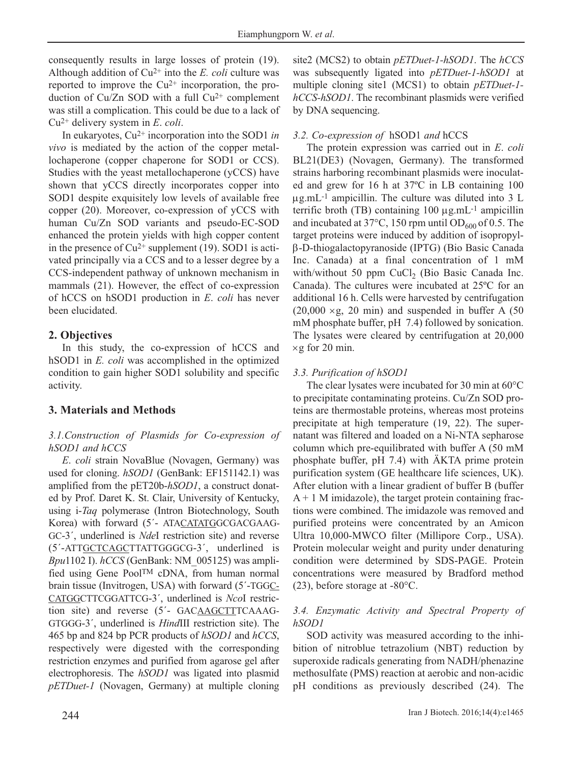consequently results in large losses of protein (19). Although addition of $Cu^{2+}$ into the *E. coli* culture was reported to improve the $Cu^{2+}$ incorporation, the production of Cu/Zn SOD with a full $Cu^{2+}$ complement was still a complication. This could be due to a lack of $Cu^{2+}$ delivery system in *E. coli*.

In eukaryotes, $Cu^{2+}$ incorporation into the SOD1 *in vivo* is mediated by the action of the copper metallochaperone (copper chaperone for SOD1 or CCS). Studies with the yeast metallochaperone (yCCS) have shown that yCCS directly incorporates copper into SOD1 despite exquisitely low levels of available free copper (20). Moreover, co-expression of yCCS with human Cu/Zn SOD variants and pseudo-EC-SOD enhanced the protein yields with high copper content in the presence of $Cu^{2+}$ supplement (19). SOD1 is activated principally via a CCS and to a lesser degree by a CCS-independent pathway of unknown mechanism in mammals (21). However, the effect of co-expression of hCCS on hSOD1 production in *E. coli* has never been elucidated.

## 2. Objectives

In this study, the co-expression of hCCS and hSOD1 in *E. coli* was accomplished in the optimized condition to gain higher SOD1 solubility and specific activity.

## 3. Materials and Methods

### 3.1.Construction of Plasmids for Co-expression of hSOD1 and hCCS

*E. coli* strain NovaBlue (Novagen, Germany) was used for cloning. *hSOD1* (GenBank: EF151142.1) was amplified from the pET20b-*hSOD1*, a construct donated by Prof. Daret K. St. Clair, University of Kentucky, using i-*Taq* polymerase (Intron Biotechnology, South Korea) with forward (5´- ATACATATGGCGACGAAGGC-3´, underlined is *Nde*I restriction site) and reverse (5´-ATTGCTCAGCTTATTGGGCG-3´, underlined is *Bpu*1102 I). *hCCS* (GenBank: NM_005125) was amplified using Gene Pool$^{TM}$ cDNA, from human normal brain tissue (Invitrogen, USA) with forward (5´-TGGCCATGGCTTCGGATTCG-3´, underlined is *Nco*I restriction site) and reverse (5´- GACAAGCTTTCAAAGGTGGG-3´, underlined is *Hind*III restriction site). The 465 bp and 824 bp PCR products of *hSOD1* and *hCCS*, respectively were digested with the corresponding restriction enzymes and purified from agarose gel after electrophoresis. The *hSOD1* was ligated into plasmid *pETDuet-1* (Novagen, Germany) at multiple cloning site2 (MCS2) to obtain *pETDuet-1-hSOD1*. The *hCCS* was subsequently ligated into *pETDuet-1-hSOD1* at multiple cloning site1 (MCS1) to obtain *pETDuet-1-hCCS-hSOD1*. The recombinant plasmids were verified by DNA sequencing.

### 3.2. Co-expression of hSOD1 and hCCS

The protein expression was carried out in *E. coli* BL21(DE3) (Novagen, Germany). The transformed strains harboring recombinant plasmids were inoculated and grew for 16 h at 37ºC in LB containing 100 $\mu g.mL^{-1}$ ampicillin. The culture was diluted into 3 L terrific broth (TB) containing 100 $\mu g.mL^{-1}$ ampicillin and incubated at 37°C, 150 rpm until $OD_{600}$ of 0.5. The target proteins were induced by addition of isopropyl-β-D-thiogalactopyranoside (IPTG) (Bio Basic Canada Inc. Canada) at a final concentration of 1 mM with/without 50 ppm $CuCl_2$ (Bio Basic Canada Inc. Canada). The cultures were incubated at 25ºC for an additional 16 h. Cells were harvested by centrifugation (20,000 ×g, 20 min) and suspended in buffer A (50 mM phosphate buffer, pH 7.4) followed by sonication. The lysates were cleared by centrifugation at 20,000 ×g for 20 min.

### 3.3. Purification of hSOD1

The clear lysates were incubated for 30 min at 60°C to precipitate contaminating proteins. Cu/Zn SOD proteins are thermostable proteins, whereas most proteins precipitate at high temperature (19, 22). The supernatant was filtered and loaded on a Ni-NTA sepharose column which pre-equilibrated with buffer A (50 mM phosphate buffer, pH 7.4) with ÄKTA prime protein purification system (GE healthcare life sciences, UK). After elution with a linear gradient of buffer B (buffer A + 1 M imidazole), the target protein containing fractions were combined. The imidazole was removed and purified proteins were concentrated by an Amicon Ultra 10,000-MWCO filter (Millipore Corp., USA). Protein molecular weight and purity under denaturing condition were determined by SDS-PAGE. Protein concentrations were measured by Bradford method (23), before storage at -80°C.

### 3.4. Enzymatic Activity and Spectral Property of hSOD1

SOD activity was measured according to the inhibition of nitroblue tetrazolium (NBT) reduction by superoxide radicals generating from NADH/phenazine methosulfate (PMS) reaction at aerobic and non-acidic pH conditions as previously described (24). The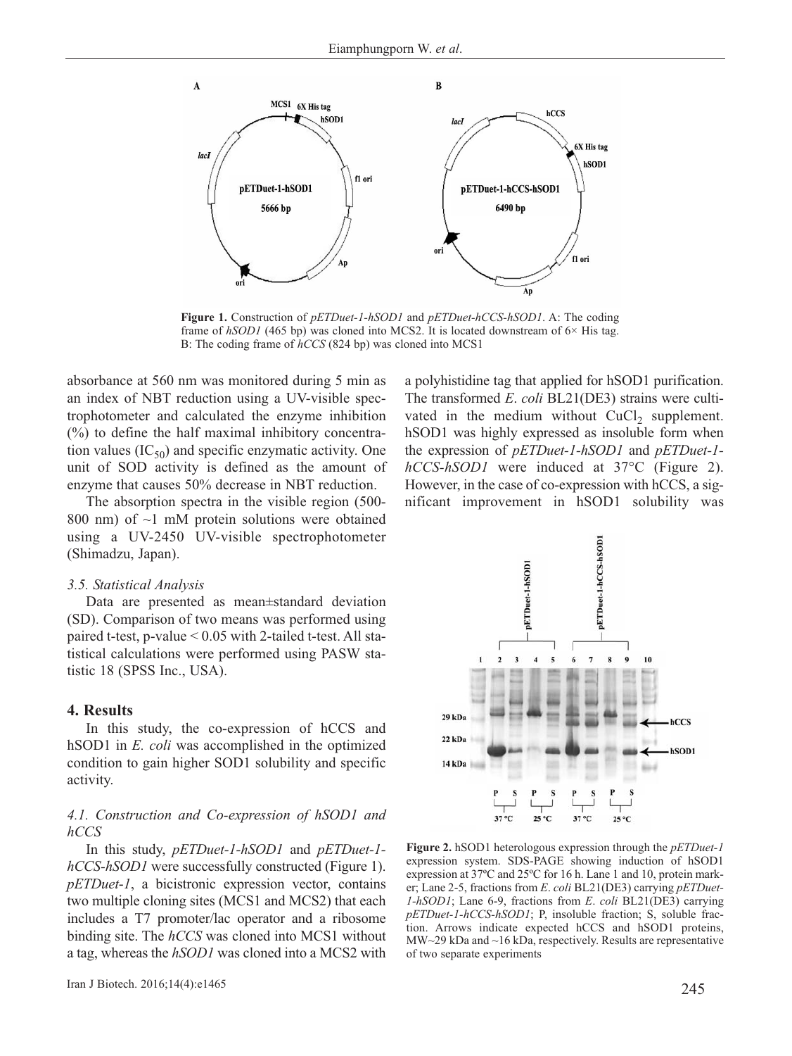**Figure 1.** Construction of *pETDuet-1-hSOD1* and *pETDuet-hCCS-hSOD1*. A: The coding frame of *hSOD1* (465 bp) was cloned into MCS2. It is located downstream of 6× His tag. B: The coding frame of *hCCS* (824 bp) was cloned into MCS1

absorbance at 560 nm was monitored during 5 min as an index of NBT reduction using a UV-visible spectrophotometer and calculated the enzyme inhibition (%) to define the half maximal inhibitory concentration values ($IC_{50}$) and specific enzymatic activity. One unit of SOD activity is defined as the amount of enzyme that causes 50% decrease in NBT reduction.

The absorption spectra in the visible region (500-800 nm) of ~1 mM protein solutions were obtained using a UV-2450 UV-visible spectrophotometer (Shimadzu, Japan).

### 3.5. Statistical Analysis

Data are presented as mean±standard deviation (SD). Comparison of two means was performed using paired t-test, p-value < 0.05 with 2-tailed t-test. All statistical calculations were performed using PASW statistic 18 (SPSS Inc., USA).

## 4. Results

In this study, the co-expression of hCCS and hSOD1 in *E. coli* was accomplished in the optimized condition to gain higher SOD1 solubility and specific activity.

### 4.1. Construction and Co-expression of hSOD1 and hCCS

In this study, *pETDuet-1-hSOD1* and *pETDuet-1-hCCS-hSOD1* were successfully constructed (Figure 1). *pETDuet-1*, a bicistronic expression vector, contains two multiple cloning sites (MCS1 and MCS2) that each includes a T7 promoter/lac operator and a ribosome binding site. The *hCCS* was cloned into MCS1 without a tag, whereas the *hSOD1* was cloned into a MCS2 with a polyhistidine tag that applied for hSOD1 purification. The transformed *E. coli* BL21(DE3) strains were cultivated in the medium without $CuCl_2$ supplement. hSOD1 was highly expressed as insoluble form when the expression of *pETDuet-1-hSOD1* and *pETDuet-1-hCCS-hSOD1* were induced at 37°C (Figure 2). However, in the case of co-expression with hCCS, a significant improvement in hSOD1 solubility was

**Figure 2.** hSOD1 heterologous expression through the *pETDuet-1* expression system. SDS-PAGE showing induction of hSOD1 expression at 37ºC and 25ºC for 16 h. Lane 1 and 10, protein marker; Lane 2-5, fractions from *E. coli* BL21(DE3) carrying *pETDuet-1-hSOD1*; Lane 6-9, fractions from *E. coli* BL21(DE3) carrying *pETDuet-1-hCCS-hSOD1*; P, insoluble fraction; S, soluble fraction. Arrows indicate expected hCCS and hSOD1 proteins, MW~29 kDa and ~16 kDa, respectively. Results are representative of two separate experiments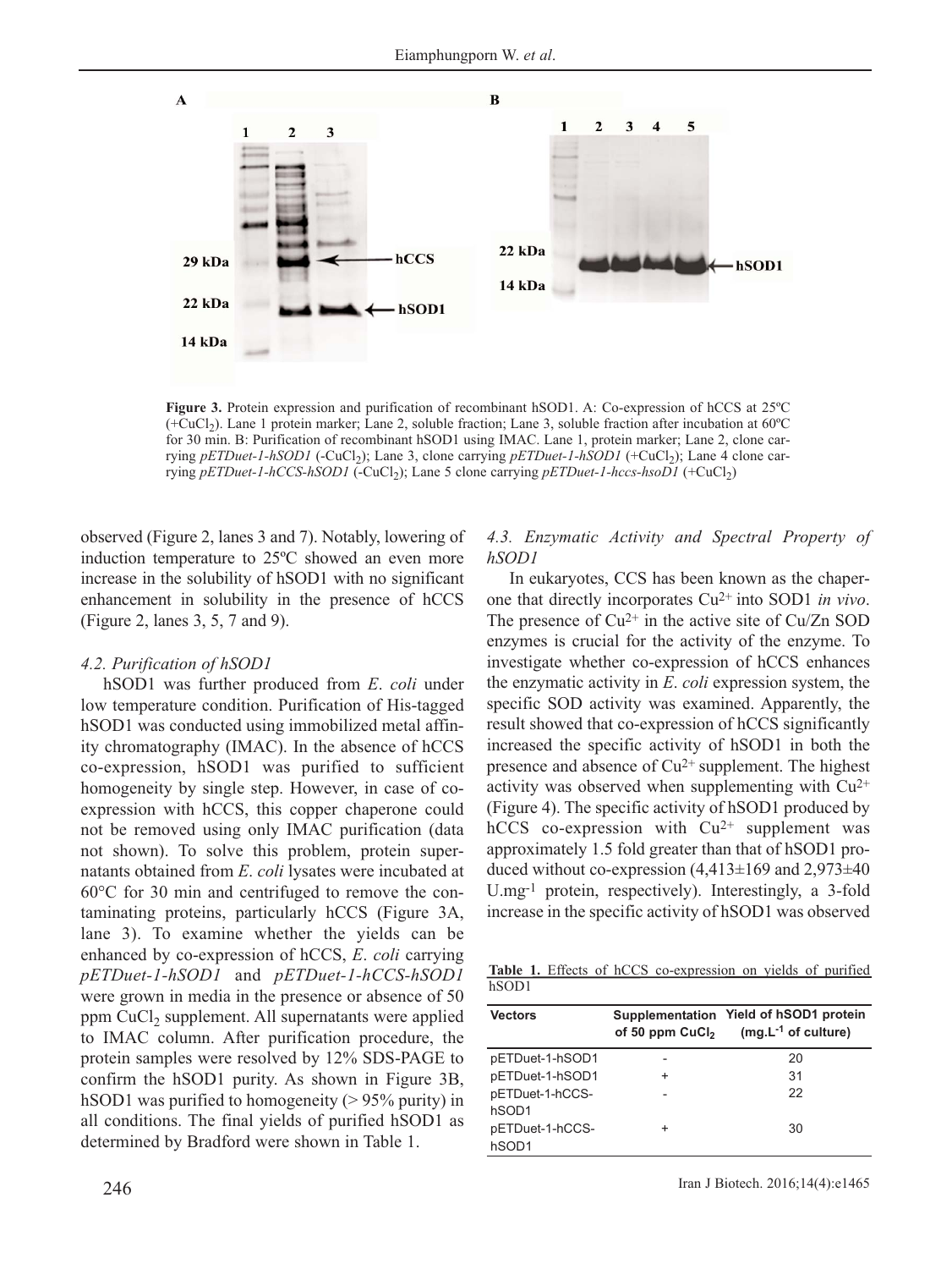**Figure 3.** Protein expression and purification of recombinant hSOD1. A: Co-expression of hCCS at 25ºC (+$CuCl_2$). Lane 1 protein marker; Lane 2, soluble fraction; Lane 3, soluble fraction after incubation at 60ºC for 30 min. B: Purification of recombinant hSOD1 using IMAC. Lane 1, protein marker; Lane 2, clone carrying *pETDuet-1-hSOD1* (-$CuCl_2$); Lane 3, clone carrying *pETDuet-1-hSOD1* (+$CuCl_2$); Lane 4 clone carrying *pETDuet-1-hCCS-hSOD1* (-$CuCl_2$); Lane 5 clone carrying *pETDuet-1-hccs-hsoD1* (+$CuCl_2$)

observed (Figure 2, lanes 3 and 7). Notably, lowering of induction temperature to 25ºC showed an even more increase in the solubility of hSOD1 with no significant enhancement in solubility in the presence of hCCS (Figure 2, lanes 3, 5, 7 and 9).

### 4.2. Purification of hSOD1

hSOD1 was further produced from *E. coli* under low temperature condition. Purification of His-tagged hSOD1 was conducted using immobilized metal affinity chromatography (IMAC). In the absence of hCCS co-expression, hSOD1 was purified to sufficient homogeneity by single step. However, in case of co-expression with hCCS, this copper chaperone could not be removed using only IMAC purification (data not shown). To solve this problem, protein supernatants obtained from *E. coli* lysates were incubated at 60°C for 30 min and centrifuged to remove the contaminating proteins, particularly hCCS (Figure 3A, lane 3). To examine whether the yields can be enhanced by co-expression of hCCS, *E. coli* carrying *pETDuet-1-hSOD1* and *pETDuet-1-hCCS-hSOD1* were grown in media in the presence or absence of 50 ppm $CuCl_2$ supplement. All supernatants were applied to IMAC column. After purification procedure, the protein samples were resolved by 12% SDS-PAGE to confirm the hSOD1 purity. As shown in Figure 3B, hSOD1 was purified to homogeneity (> 95% purity) in all conditions. The final yields of purified hSOD1 as determined by Bradford were shown in Table 1.

### 4.3. Enzymatic Activity and Spectral Property of hSOD1

In eukaryotes, CCS has been known as the chaperone that directly incorporates $Cu^{2+}$ into SOD1 *in vivo*. The presence of $Cu^{2+}$ in the active site of Cu/Zn SOD enzymes is crucial for the activity of the enzyme. To investigate whether co-expression of hCCS enhances the enzymatic activity in *E. coli* expression system, the specific SOD activity was examined. Apparently, the result showed that co-expression of hCCS significantly increased the specific activity of hSOD1 in both the presence and absence of $Cu^{2+}$ supplement. The highest activity was observed when supplementing with $Cu^{2+}$ (Figure 4). The specific activity of hSOD1 produced by hCCS co-expression with $Cu^{2+}$ supplement was approximately 1.5 fold greater than that of hSOD1 produced without co-expression (4,413±169 and 2,973±40 U.mg$^{-1}$ protein, respectively). Interestingly, a 3-fold increase in the specific activity of hSOD1 was observed

**Table 1.** Effects of hCCS co-expression on yields of purified hSOD1

| Vectors | Supplementation of 50 ppm $CuCl_2$ | Yield of hSOD1 protein (mg.L$^{-1}$ of culture) |
|---|---|---|
| pETDuet-1-hSOD1 | - | 20 |
| pETDuet-1-hSOD1 | + | 31 |
| pETDuet-1-hCCS-hSOD1 | - | 22 |
| pETDuet-1-hCCS-hSOD1 | + | 30 |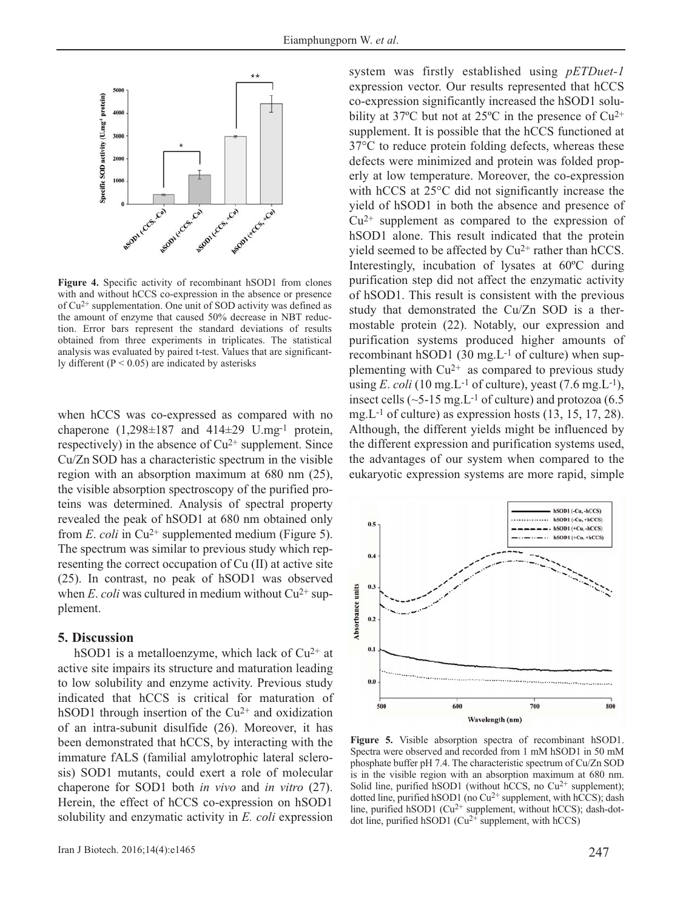**Figure 4.** Specific activity of recombinant hSOD1 from clones with and without hCCS co-expression in the absence or presence of $Cu^{2+}$ supplementation. One unit of SOD activity was defined as the amount of enzyme that caused 50% decrease in NBT reduction. Error bars represent the standard deviations of results obtained from three experiments in triplicates. The statistical analysis was evaluated by paired t-test. Values that are significantly different ($P < 0.05$) are indicated by asterisks

when hCCS was co-expressed as compared with no chaperone (1,298±187 and 414±29 $U.mg^{-1}$ protein, respectively) in the absence of $Cu^{2+}$ supplement. Since Cu/Zn SOD has a characteristic spectrum in the visible region with an absorption maximum at 680 nm (25), the visible absorption spectroscopy of the purified proteins was determined. Analysis of spectral property revealed the peak of hSOD1 at 680 nm obtained only from *E. coli* in $Cu^{2+}$ supplemented medium (Figure 5). The spectrum was similar to previous study which representing the correct occupation of Cu (II) at active site (25). In contrast, no peak of hSOD1 was observed when *E. coli* was cultured in medium without $Cu^{2+}$ supplement.

## 5. Discussion

hSOD1 is a metalloenzyme, which lack of $Cu^{2+}$ at active site impairs its structure and maturation leading to low solubility and enzyme activity. Previous study indicated that hCCS is critical for maturation of hSOD1 through insertion of the $Cu^{2+}$ and oxidization of an intra-subunit disulfide (26). Moreover, it has been demonstrated that hCCS, by interacting with the immature fALS (familial amylotrophic lateral sclerosis) SOD1 mutants, could exert a role of molecular chaperone for SOD1 both *in vivo* and *in vitro* (27). Herein, the effect of hCCS co-expression on hSOD1 solubility and enzymatic activity in *E. coli* expression system was firstly established using *pETDuet-1* expression vector. Our results represented that hCCS co-expression significantly increased the hSOD1 solubility at 37ºC but not at 25ºC in the presence of $Cu^{2+}$ supplement. It is possible that the hCCS functioned at 37°C to reduce protein folding defects, whereas these defects were minimized and protein was folded properly at low temperature. Moreover, the co-expression with hCCS at 25°C did not significantly increase the yield of hSOD1 in both the absence and presence of $Cu^{2+}$ supplement as compared to the expression of hSOD1 alone. This result indicated that the protein yield seemed to be affected by $Cu^{2+}$ rather than hCCS. Interestingly, incubation of lysates at 60ºC during purification step did not affect the enzymatic activity of hSOD1. This result is consistent with the previous study that demonstrated the Cu/Zn SOD is a thermostable protein (22). Notably, our expression and purification systems produced higher amounts of recombinant hSOD1 (30 $mg.L^{-1}$ of culture) when supplementing with $Cu^{2+}$ as compared to previous study using *E. coli* (10 $mg.L^{-1}$ of culture), yeast (7.6 $mg.L^{-1}$), insect cells (~5-15 $mg.L^{-1}$ of culture) and protozoa (6.5 $mg.L^{-1}$ of culture) as expression hosts (13, 15, 17, 28). Although, the different yields might be influenced by the different expression and purification systems used, the advantages of our system when compared to the eukaryotic expression systems are more rapid, simple

**Figure 5.** Visible absorption spectra of recombinant hSOD1. Spectra were observed and recorded from 1 mM hSOD1 in 50 mM phosphate buffer pH 7.4. The characteristic spectrum of Cu/Zn SOD is in the visible region with an absorption maximum at 680 nm. Solid line, purified hSOD1 (without hCCS, no $Cu^{2+}$ supplement); dotted line, purified hSOD1 (no $Cu^{2+}$ supplement, with hCCS); dash line, purified hSOD1 ($Cu^{2+}$ supplement, without hCCS); dash-dot-dot line, purified hSOD1 ($Cu^{2+}$ supplement, with hCCS)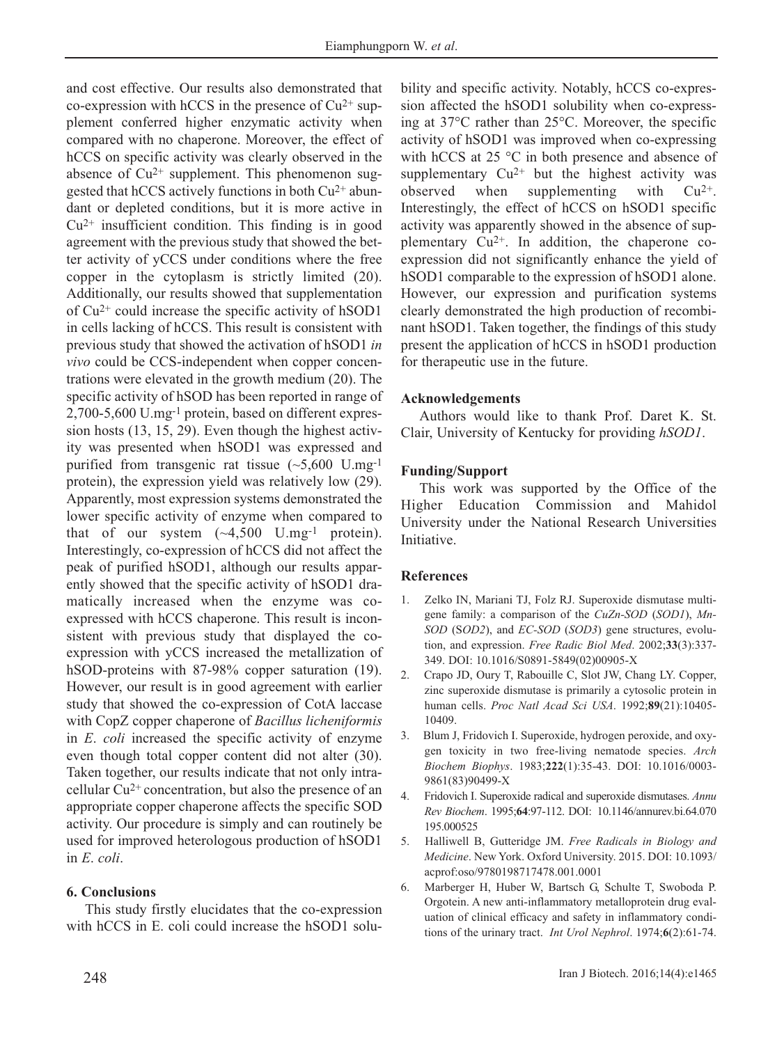and cost effective. Our results also demonstrated that co-expression with hCCS in the presence of $Cu^{2+}$ supplement conferred higher enzymatic activity when compared with no chaperone. Moreover, the effect of hCCS on specific activity was clearly observed in the absence of $Cu^{2+}$ supplement. This phenomenon suggested that hCCS actively functions in both $Cu^{2+}$ abundant or depleted conditions, but it is more active in $Cu^{2+}$ insufficient condition. This finding is in good agreement with the previous study that showed the better activity of yCCS under conditions where the free copper in the cytoplasm is strictly limited (20). Additionally, our results showed that supplementation of $Cu^{2+}$ could increase the specific activity of hSOD1 in cells lacking of hCCS. This result is consistent with previous study that showed the activation of hSOD1 *in vivo* could be CCS-independent when copper concentrations were elevated in the growth medium (20). The specific activity of hSOD has been reported in range of 2,700-5,600 $U.mg^{-1}$ protein, based on different expression hosts (13, 15, 29). Even though the highest activity was presented when hSOD1 was expressed and purified from transgenic rat tissue (~5,600 $U.mg^{-1}$ protein), the expression yield was relatively low (29). Apparently, most expression systems demonstrated the lower specific activity of enzyme when compared to that of our system (~4,500 $U.mg^{-1}$ protein). Interestingly, co-expression of hCCS did not affect the peak of purified hSOD1, although our results apparently showed that the specific activity of hSOD1 dramatically increased when the enzyme was co-expressed with hCCS chaperone. This result is inconsistent with previous study that displayed the co-expression with yCCS increased the metallization of hSOD-proteins with 87-98% copper saturation (19). However, our result is in good agreement with earlier study that showed the co-expression of CotA laccase with CopZ copper chaperone of *Bacillus licheniformis* in *E. coli* increased the specific activity of enzyme even though total copper content did not alter (30). Taken together, our results indicate that not only intracellular $Cu^{2+}$ concentration, but also the presence of an appropriate copper chaperone affects the specific SOD activity. Our procedure is simply and can routinely be used for improved heterologous production of hSOD1 in *E. coli*.

## 6. Conclusions

This study firstly elucidates that the co-expression with hCCS in E. coli could increase the hSOD1 solubility and specific activity. Notably, hCCS co-expression affected the hSOD1 solubility when co-expressing at 37°C rather than 25°C. Moreover, the specific activity of hSOD1 was improved when co-expressing with hCCS at 25 °C in both presence and absence of supplementary $Cu^{2+}$ but the highest activity was observed when supplementing with $Cu^{2+}$. Interestingly, the effect of hCCS on hSOD1 specific activity was apparently showed in the absence of supplementary $Cu^{2+}$. In addition, the chaperone co-expression did not significantly enhance the yield of hSOD1 comparable to the expression of hSOD1 alone. However, our expression and purification systems clearly demonstrated the high production of recombinant hSOD1. Taken together, the findings of this study present the application of hCCS in hSOD1 production for therapeutic use in the future.

## Acknowledgements

Authors would like to thank Prof. Daret K. St. Clair, University of Kentucky for providing *hSOD1*.

## Funding/Support

This work was supported by the Office of the Higher Education Commission and Mahidol University under the National Research Universities Initiative.

## References

1. Zelko IN, Mariani TJ, Folz RJ. Superoxide dismutase multigene family: a comparison of the *CuZn-SOD* (*SOD1*), *Mn-SOD* (*SOD2*), and *EC-SOD* (*SOD3*) gene structures, evolution, and expression. *Free Radic Biol Med*. 2002;**33**(3):337-349. DOI: 10.1016/S0891-5849(02)00905-X
2. Crapo JD, Oury T, Rabouille C, Slot JW, Chang LY. Copper, zinc superoxide dismutase is primarily a cytosolic protein in human cells. *Proc Natl Acad Sci USA*. 1992;**89**(21):10405-10409.
3. Blum J, Fridovich I. Superoxide, hydrogen peroxide, and oxygen toxicity in two free-living nematode species. *Arch Biochem Biophys*. 1983;**222**(1):35-43. DOI: 10.1016/0003-9861(83)90499-X
4. Fridovich I. Superoxide radical and superoxide dismutases. *Annu Rev Biochem*. 1995;**64**:97-112. DOI: 10.1146/annurev.bi.64.070195.000525
5. Halliwell B, Gutteridge JM. *Free Radicals in Biology and Medicine*. New York. Oxford University. 2015. DOI: 10.1093/acprof:oso/9780198717478.001.0001
6. Marberger H, Huber W, Bartsch G, Schulte T, Swoboda P. Orgotein. A new anti-inflammatory metalloprotein drug evaluation of clinical efficacy and safety in inflammatory conditions of the urinary tract. *Int Urol Nephrol*. 1974;**6**(2):61-74.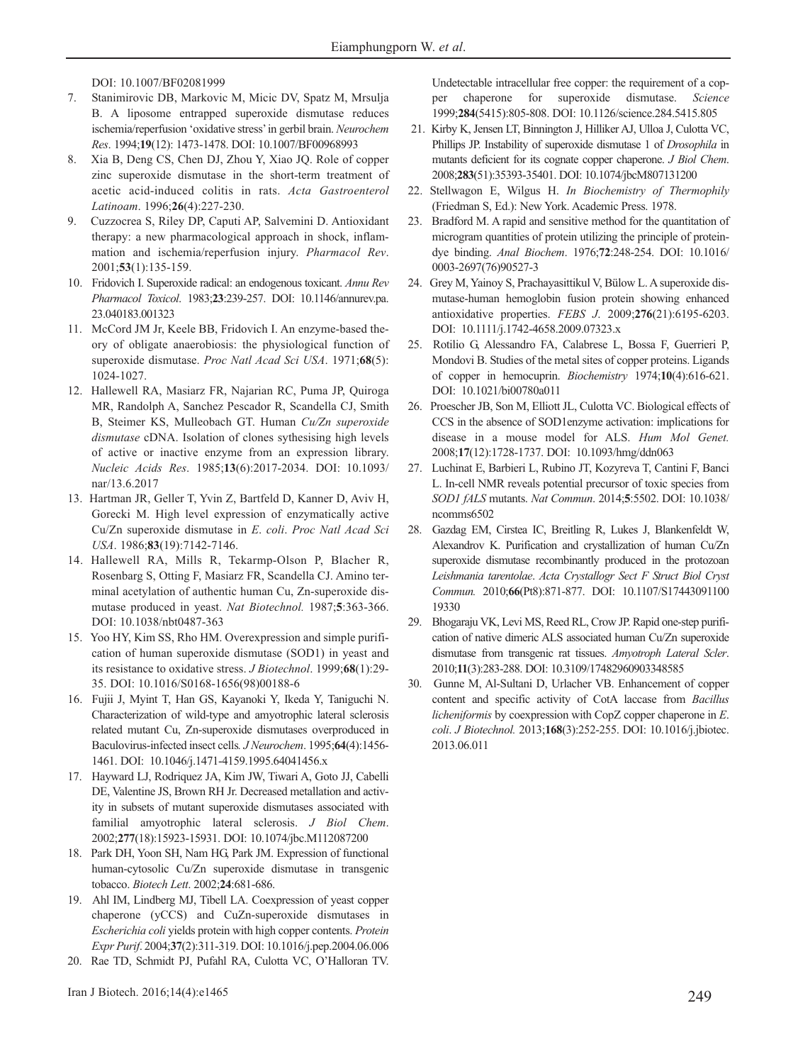DOI: 10.1007/BF02081999

7. Stanimirovic DB, Markovic M, Micic DV, Spatz M, Mrsulja B. A liposome entrapped superoxide dismutase reduces ischemia/reperfusion 'oxidative stress' in gerbil brain. *Neurochem Res*. 1994;**19**(12): 1473-1478. DOI: 10.1007/BF00968993
8. Xia B, Deng CS, Chen DJ, Zhou Y, Xiao JQ. Role of copper zinc superoxide dismutase in the short-term treatment of acetic acid-induced colitis in rats. *Acta Gastroenterol Latinoam*. 1996;**26**(4):227-230.
9. Cuzzocrea S, Riley DP, Caputi AP, Salvemini D. Antioxidant therapy: a new pharmacological approach in shock, inflammation and ischemia/reperfusion injury. *Pharmacol Rev*. 2001;**53**(1):135-159.
10. Fridovich I. Superoxide radical: an endogenous toxicant. *Annu Rev Pharmacol Toxicol*. 1983;**23**:239-257. DOI: 10.1146/annurev.pa.23.040183.001323
11. McCord JM Jr, Keele BB, Fridovich I. An enzyme-based theory of obligate anaerobiosis: the physiological function of superoxide dismutase. *Proc Natl Acad Sci USA*. 1971;**68**(5): 1024-1027.
12. Hallewell RA, Masiarz FR, Najarian RC, Puma JP, Quiroga MR, Randolph A, Sanchez Pescador R, Scandella CJ, Smith B, Steimer KS, Mulleobach GT. Human *Cu/Zn superoxide dismutase* cDNA. Isolation of clones sythesising high levels of active or inactive enzyme from an expression library. *Nucleic Acids Res*. 1985;**13**(6):2017-2034. DOI: 10.1093/nar/13.6.2017
13. Hartman JR, Geller T, Yvin Z, Bartfeld D, Kanner D, Aviv H, Gorecki M. High level expression of enzymatically active Cu/Zn superoxide dismutase in *E*. *coli*. *Proc Natl Acad Sci USA*. 1986;**83**(19):7142-7146.
14. Hallewell RA, Mills R, Tekarmp-Olson P, Blacher R, Rosenbarg S, Otting F, Masiarz FR, Scandella CJ. Amino terminal acetylation of authentic human Cu, Zn-superoxide dismutase produced in yeast. *Nat Biotechnol.* 1987;**5**:363-366. DOI: 10.1038/nbt0487-363
15. Yoo HY, Kim SS, Rho HM. Overexpression and simple purification of human superoxide dismutase (SOD1) in yeast and its resistance to oxidative stress. *J Biotechnol*. 1999;**68**(1):29-35. DOI: 10.1016/S0168-1656(98)00188-6
16. Fujii J, Myint T, Han GS, Kayanoki Y, Ikeda Y, Taniguchi N. Characterization of wild-type and amyotrophic lateral sclerosis related mutant Cu, Zn-superoxide dismutases overproduced in Baculovirus-infected insect cells*. J Neurochem*. 1995;**64**(4):1456-1461. DOI: 10.1046/j.1471-4159.1995.64041456.x
17. Hayward LJ, Rodriquez JA, Kim JW, Tiwari A, Goto JJ, Cabelli DE, Valentine JS, Brown RH Jr. Decreased metallation and activity in subsets of mutant superoxide dismutases associated with familial amyotrophic lateral sclerosis. *J Biol Chem*. 2002;**277**(18):15923-15931. DOI: 10.1074/jbc.M112087200
18. Park DH, Yoon SH, Nam HG, Park JM. Expression of functional human-cytosolic Cu/Zn superoxide dismutase in transgenic tobacco. *Biotech Lett*. 2002;**24**:681-686.
19. Ahl IM, Lindberg MJ, Tibell LA. Coexpression of yeast copper chaperone (yCCS) and CuZn-superoxide dismutases in *Escherichia coli* yields protein with high copper contents. *Protein Expr Purif*. 2004;**37**(2):311-319. DOI: 10.1016/j.pep.2004.06.006
20. Rae TD, Schmidt PJ, Pufahl RA, Culotta VC, O'Halloran TV. Undetectable intracellular free copper: the requirement of a copper chaperone for superoxide dismutase. *Science* 1999;**284**(5415):805-808. DOI: 10.1126/science.284.5415.805
21. Kirby K, Jensen LT, Binnington J, Hilliker AJ, Ulloa J, Culotta VC, Phillips JP. Instability of superoxide dismutase 1 of *Drosophila* in mutants deficient for its cognate copper chaperone. *J Biol Chem*. 2008;**283**(51):35393-35401. DOI: 10.1074/jbcM807131200
22. Stellwagon E, Wilgus H. *In Biochemistry of Thermophily* (Friedman S, Ed.): New York. Academic Press. 1978.
23. Bradford M. A rapid and sensitive method for the quantitation of microgram quantities of protein utilizing the principle of protein-dye binding. *Anal Biochem*. 1976;**72**:248-254. DOI: 10.1016/0003-2697(76)90527-3
24. Grey M, Yainoy S, Prachayasittikul V, Bülow L. A superoxide dismutase-human hemoglobin fusion protein showing enhanced antioxidative properties. *FEBS J.* 2009;**276**(21):6195-6203. DOI: 10.1111/j.1742-4658.2009.07323.x
25. Rotilio G, Alessandro FA, Calabrese L, Bossa F, Guerrieri P, Mondovi B. Studies of the metal sites of copper proteins. Ligands of copper in hemocuprin. *Biochemistry* 1974;**10**(4):616-621. DOI: 10.1021/bi00780a011
26. Proescher JB, Son M, Elliott JL, Culotta VC. Biological effects of CCS in the absence of SOD1enzyme activation: implications for disease in a mouse model for ALS. *Hum Mol Genet.* 2008;**17**(12):1728-1737. DOI: 10.1093/hmg/ddn063
27. Luchinat E, Barbieri L, Rubino JT, Kozyreva T, Cantini F, Banci L. In-cell NMR reveals potential precursor of toxic species from *SOD1 fALS* mutants. *Nat Commun*. 2014;**5**:5502. DOI: 10.1038/ncomms6502
28. Gazdag EM, Cirstea IC, Breitling R, Lukes J, Blankenfeldt W, Alexandrov K. Purification and crystallization of human Cu/Zn superoxide dismutase recombinantly produced in the protozoan *Leishmania tarentolae*. *Acta Crystallogr Sect F Struct Biol Cryst Commun.* 2010;**66**(Pt8):871-877. DOI: 10.1107/S1744309110019330
29. Bhogaraju VK, Levi MS, Reed RL, Crow JP. Rapid one-step purification of native dimeric ALS associated human Cu/Zn superoxide dismutase from transgenic rat tissues. *Amyotroph Lateral Scler*. 2010;**11**(3):283-288. DOI: 10.3109/17482960903348585
30. Gunne M, Al-Sultani D, Urlacher VB. Enhancement of copper content and specific activity of CotA laccase from *Bacillus licheniformis* by coexpression with CopZ copper chaperone in *E*. *coli*. *J Biotechnol.* 2013;**168**(3):252-255. DOI: 10.1016/j.jbiotec.2013.06.011